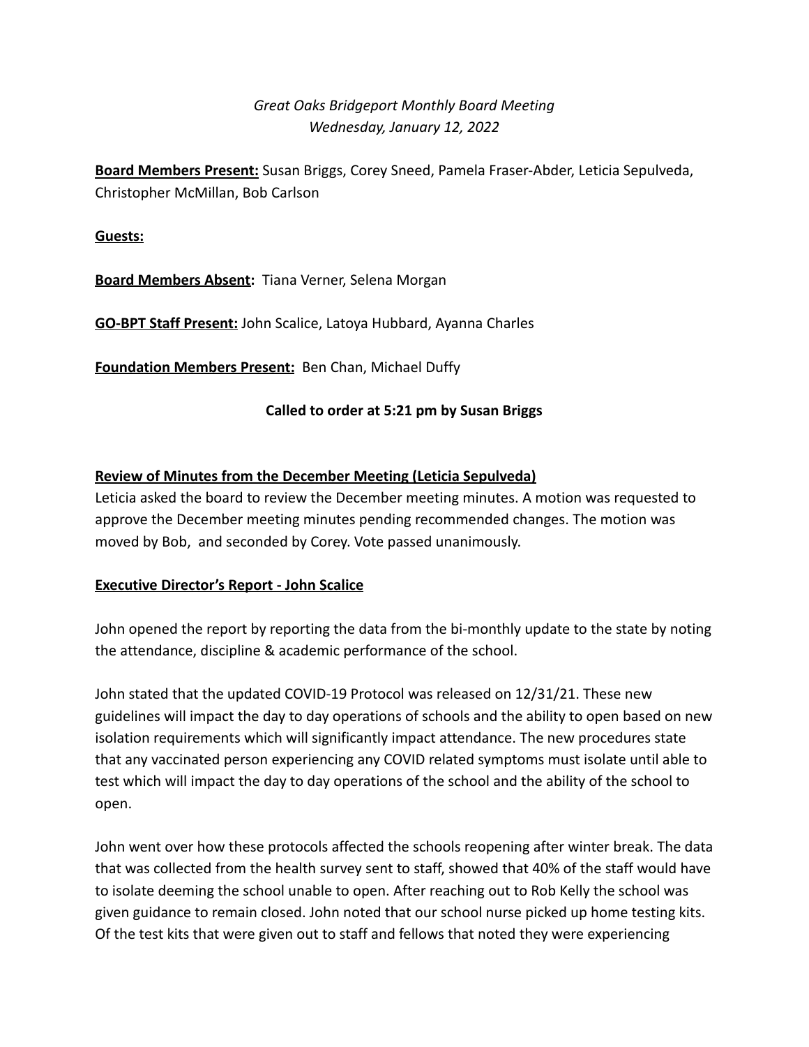*Great Oaks Bridgeport Monthly Board Meeting*
*Wednesday, January 12, 2022*

**Board Members Present:** Susan Briggs, Corey Sneed, Pamela Fraser-Abder, Leticia Sepulveda, Christopher McMillan, Bob Carlson

**Guests:**

**Board Members Absent:** Tiana Verner, Selena Morgan

**GO-BPT Staff Present:** John Scalice, Latoya Hubbard, Ayanna Charles

**Foundation Members Present:** Ben Chan, Michael Duffy

**Called to order at 5:21 pm by Susan Briggs**

**Review of Minutes from the December Meeting (Leticia Sepulveda)**

Leticia asked the board to review the December meeting minutes. A motion was requested to approve the December meeting minutes pending recommended changes. The motion was moved by Bob, and seconded by Corey. Vote passed unanimously.

**Executive Director's Report - John Scalice**

John opened the report by reporting the data from the bi-monthly update to the state by noting the attendance, discipline & academic performance of the school.

John stated that the updated COVID-19 Protocol was released on 12/31/21. These new guidelines will impact the day to day operations of schools and the ability to open based on new isolation requirements which will significantly impact attendance. The new procedures state that any vaccinated person experiencing any COVID related symptoms must isolate until able to test which will impact the day to day operations of the school and the ability of the school to open.

John went over how these protocols affected the schools reopening after winter break. The data that was collected from the health survey sent to staff, showed that 40% of the staff would have to isolate deeming the school unable to open. After reaching out to Rob Kelly the school was given guidance to remain closed. John noted that our school nurse picked up home testing kits. Of the test kits that were given out to staff and fellows that noted they were experiencing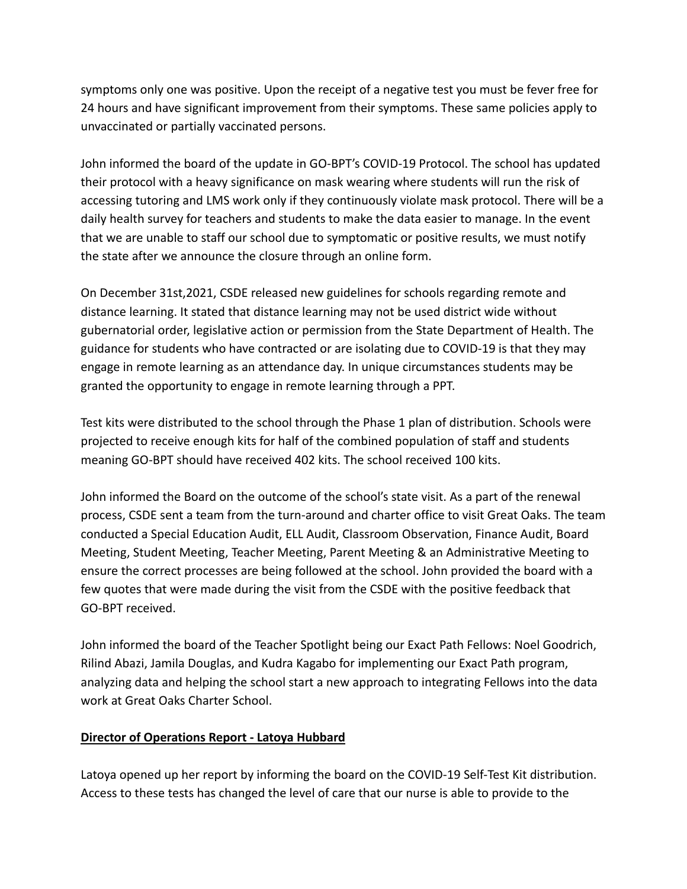symptoms only one was positive. Upon the receipt of a negative test you must be fever free for 24 hours and have significant improvement from their symptoms. These same policies apply to unvaccinated or partially vaccinated persons.

John informed the board of the update in GO-BPT's COVID-19 Protocol. The school has updated their protocol with a heavy significance on mask wearing where students will run the risk of accessing tutoring and LMS work only if they continuously violate mask protocol. There will be a daily health survey for teachers and students to make the data easier to manage. In the event that we are unable to staff our school due to symptomatic or positive results, we must notify the state after we announce the closure through an online form.

On December 31st,2021, CSDE released new guidelines for schools regarding remote and distance learning. It stated that distance learning may not be used district wide without gubernatorial order, legislative action or permission from the State Department of Health. The guidance for students who have contracted or are isolating due to COVID-19 is that they may engage in remote learning as an attendance day. In unique circumstances students may be granted the opportunity to engage in remote learning through a PPT.

Test kits were distributed to the school through the Phase 1 plan of distribution. Schools were projected to receive enough kits for half of the combined population of staff and students meaning GO-BPT should have received 402 kits. The school received 100 kits.

John informed the Board on the outcome of the school's state visit. As a part of the renewal process, CSDE sent a team from the turn-around and charter office to visit Great Oaks. The team conducted a Special Education Audit, ELL Audit, Classroom Observation, Finance Audit, Board Meeting, Student Meeting, Teacher Meeting, Parent Meeting & an Administrative Meeting to ensure the correct processes are being followed at the school. John provided the board with a few quotes that were made during the visit from the CSDE with the positive feedback that GO-BPT received.

John informed the board of the Teacher Spotlight being our Exact Path Fellows: Noel Goodrich, Rilind Abazi, Jamila Douglas, and Kudra Kagabo for implementing our Exact Path program, analyzing data and helping the school start a new approach to integrating Fellows into the data work at Great Oaks Charter School.

**Director of Operations Report - Latoya Hubbard**

Latoya opened up her report by informing the board on the COVID-19 Self-Test Kit distribution. Access to these tests has changed the level of care that our nurse is able to provide to the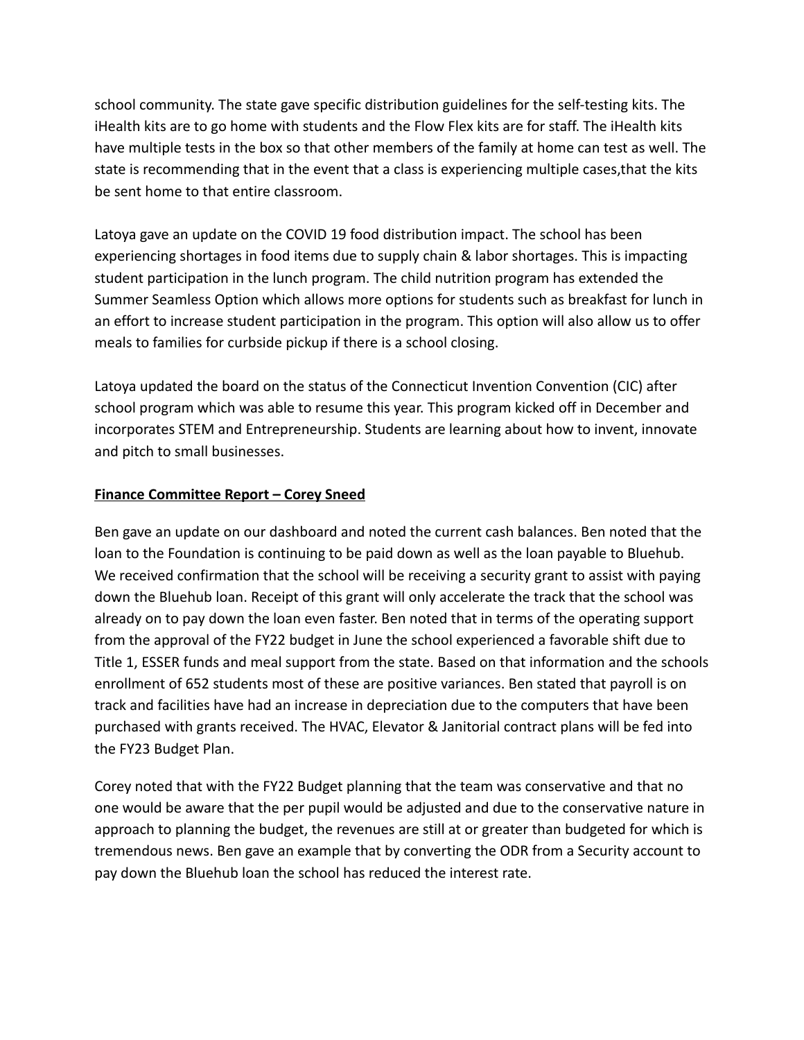school community. The state gave specific distribution guidelines for the self-testing kits. The iHealth kits are to go home with students and the Flow Flex kits are for staff. The iHealth kits have multiple tests in the box so that other members of the family at home can test as well. The state is recommending that in the event that a class is experiencing multiple cases,that the kits be sent home to that entire classroom.

Latoya gave an update on the COVID 19 food distribution impact. The school has been experiencing shortages in food items due to supply chain & labor shortages. This is impacting student participation in the lunch program. The child nutrition program has extended the Summer Seamless Option which allows more options for students such as breakfast for lunch in an effort to increase student participation in the program. This option will also allow us to offer meals to families for curbside pickup if there is a school closing.

Latoya updated the board on the status of the Connecticut Invention Convention (CIC) after school program which was able to resume this year. This program kicked off in December and incorporates STEM and Entrepreneurship. Students are learning about how to invent, innovate and pitch to small businesses.

**<u>Finance Committee Report – Corey Sneed</u>**

Ben gave an update on our dashboard and noted the current cash balances. Ben noted that the loan to the Foundation is continuing to be paid down as well as the loan payable to Bluehub. We received confirmation that the school will be receiving a security grant to assist with paying down the Bluehub loan. Receipt of this grant will only accelerate the track that the school was already on to pay down the loan even faster. Ben noted that in terms of the operating support from the approval of the FY22 budget in June the school experienced a favorable shift due to Title 1, ESSER funds and meal support from the state. Based on that information and the schools enrollment of 652 students most of these are positive variances. Ben stated that payroll is on track and facilities have had an increase in depreciation due to the computers that have been purchased with grants received. The HVAC, Elevator & Janitorial contract plans will be fed into the FY23 Budget Plan.

Corey noted that with the FY22 Budget planning that the team was conservative and that no one would be aware that the per pupil would be adjusted and due to the conservative nature in approach to planning the budget, the revenues are still at or greater than budgeted for which is tremendous news. Ben gave an example that by converting the ODR from a Security account to pay down the Bluehub loan the school has reduced the interest rate.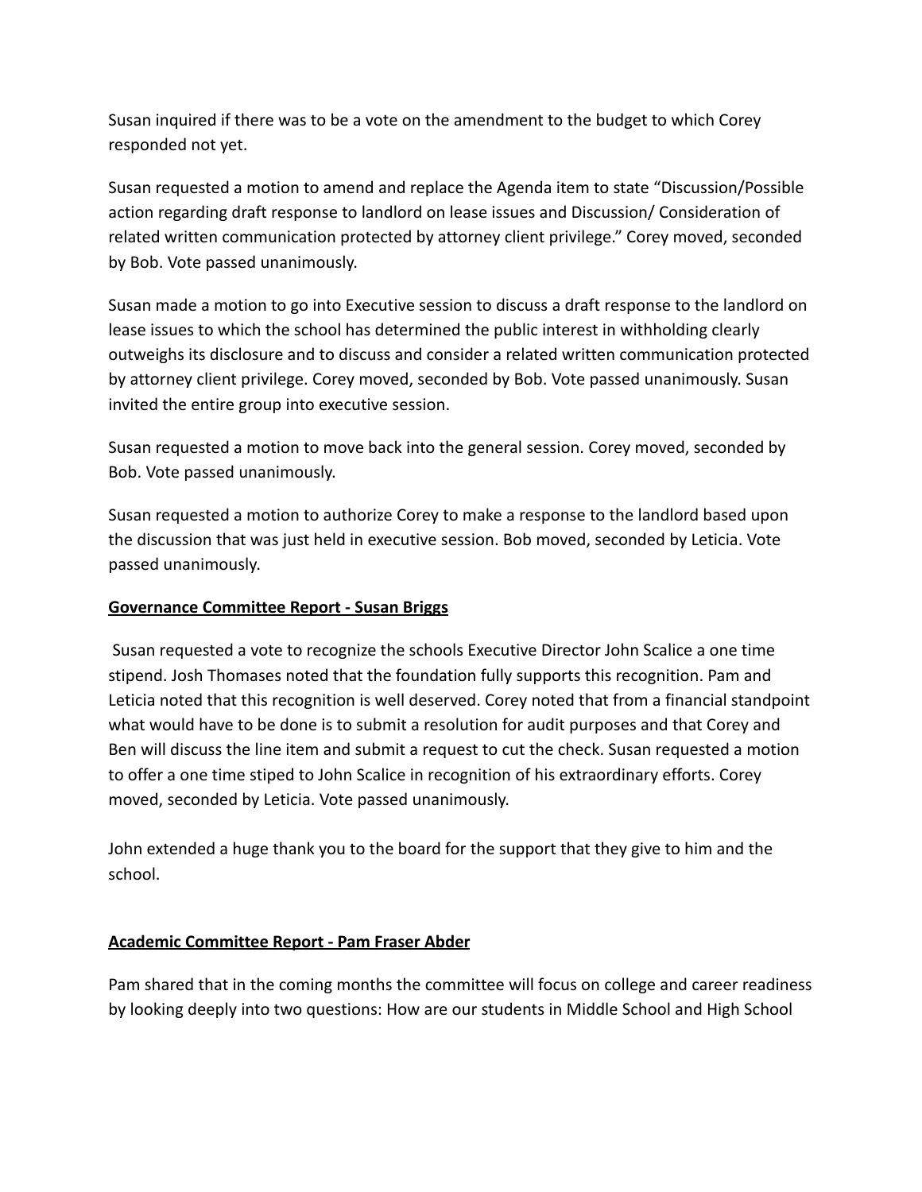Susan inquired if there was to be a vote on the amendment to the budget to which Corey responded not yet.

Susan requested a motion to amend and replace the Agenda item to state "Discussion/Possible action regarding draft response to landlord on lease issues and Discussion/ Consideration of related written communication protected by attorney client privilege." Corey moved, seconded by Bob. Vote passed unanimously.

Susan made a motion to go into Executive session to discuss a draft response to the landlord on lease issues to which the school has determined the public interest in withholding clearly outweighs its disclosure and to discuss and consider a related written communication protected by attorney client privilege. Corey moved, seconded by Bob. Vote passed unanimously. Susan invited the entire group into executive session.

Susan requested a motion to move back into the general session. Corey moved, seconded by Bob. Vote passed unanimously.

Susan requested a motion to authorize Corey to make a response to the landlord based upon the discussion that was just held in executive session. Bob moved, seconded by Leticia. Vote passed unanimously.

**Governance Committee Report - Susan Briggs**

Susan requested a vote to recognize the schools Executive Director John Scalice a one time stipend. Josh Thomases noted that the foundation fully supports this recognition. Pam and Leticia noted that this recognition is well deserved. Corey noted that from a financial standpoint what would have to be done is to submit a resolution for audit purposes and that Corey and Ben will discuss the line item and submit a request to cut the check. Susan requested a motion to offer a one time stiped to John Scalice in recognition of his extraordinary efforts. Corey moved, seconded by Leticia. Vote passed unanimously.

John extended a huge thank you to the board for the support that they give to him and the school.

**Academic Committee Report - Pam Fraser Abder**

Pam shared that in the coming months the committee will focus on college and career readiness by looking deeply into two questions: How are our students in Middle School and High School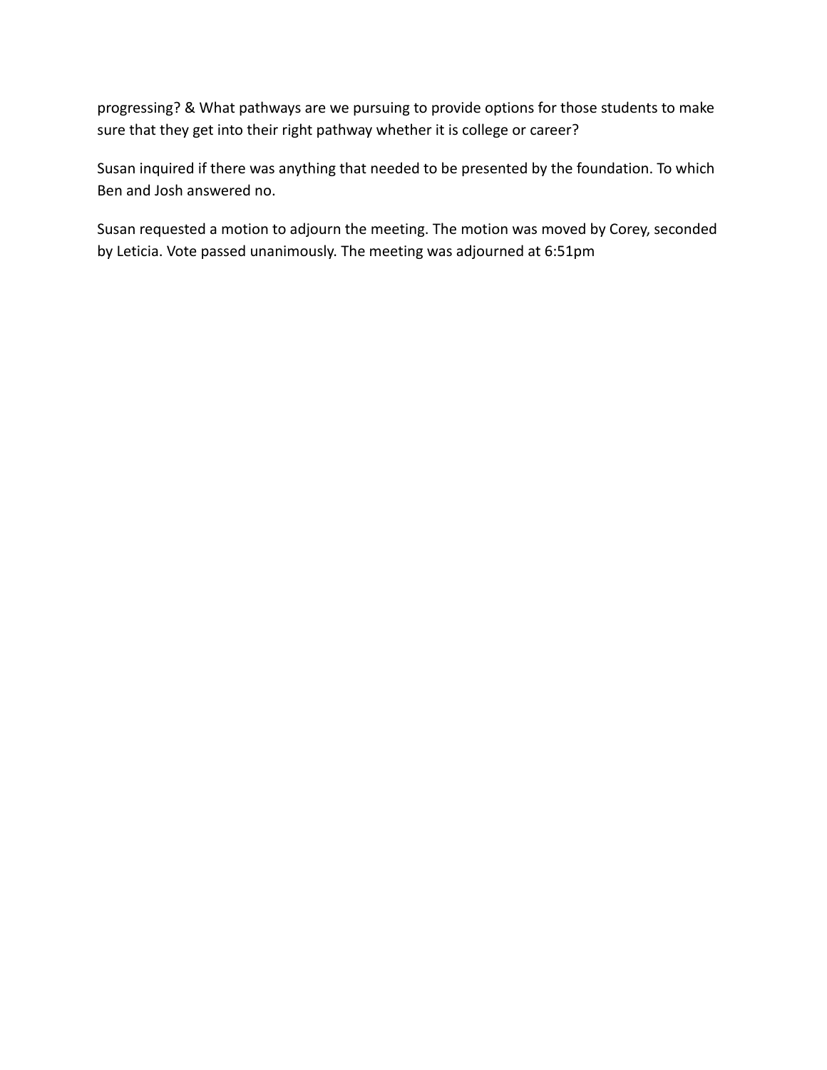progressing? & What pathways are we pursuing to provide options for those students to make sure that they get into their right pathway whether it is college or career?

Susan inquired if there was anything that needed to be presented by the foundation. To which Ben and Josh answered no.

Susan requested a motion to adjourn the meeting. The motion was moved by Corey, seconded by Leticia. Vote passed unanimously. The meeting was adjourned at 6:51pm